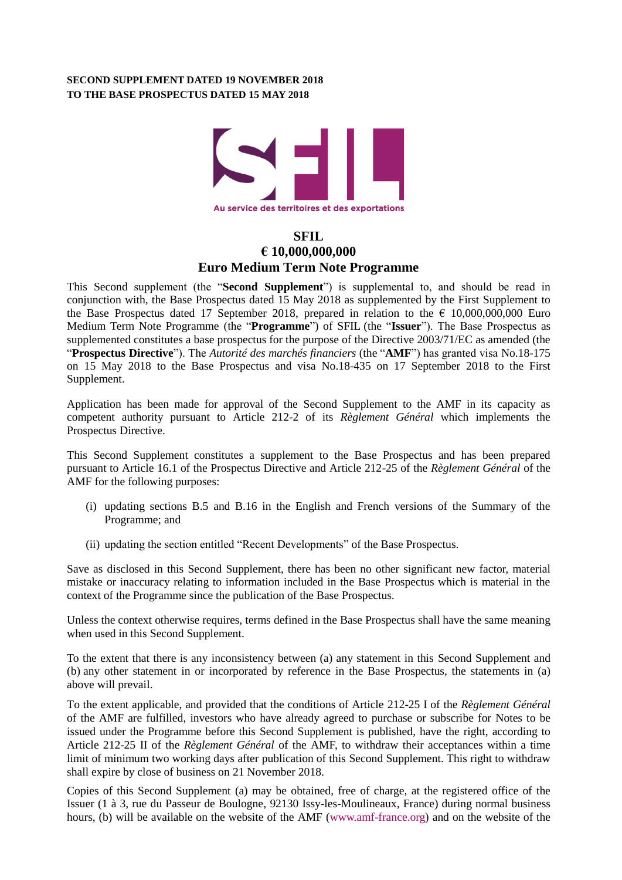**SECOND SUPPLEMENT DATED 19 NOVEMBER 2018**
**TO THE BASE PROSPECTUS DATED 15 MAY 2018**

Au service des territoires et des exportations

# SFIL
# € 10,000,000,000
# Euro Medium Term Note Programme

This Second supplement (the "**Second Supplement**") is supplemental to, and should be read in conjunction with, the Base Prospectus dated 15 May 2018 as supplemented by the First Supplement to the Base Prospectus dated 17 September 2018, prepared in relation to the € 10,000,000,000 Euro Medium Term Note Programme (the "**Programme**") of SFIL (the "**Issuer**"). The Base Prospectus as supplemented constitutes a base prospectus for the purpose of the Directive 2003/71/EC as amended (the "**Prospectus Directive**"). The *Autorité des marchés financiers* (the "**AMF**") has granted visa No.18-175 on 15 May 2018 to the Base Prospectus and visa No.18-435 on 17 September 2018 to the First Supplement.

Application has been made for approval of the Second Supplement to the AMF in its capacity as competent authority pursuant to Article 212-2 of its *Règlement Général* which implements the Prospectus Directive.

This Second Supplement constitutes a supplement to the Base Prospectus and has been prepared pursuant to Article 16.1 of the Prospectus Directive and Article 212-25 of the *Règlement Général* of the AMF for the following purposes:

(i) updating sections B.5 and B.16 in the English and French versions of the Summary of the Programme; and

(ii) updating the section entitled "Recent Developments" of the Base Prospectus.

Save as disclosed in this Second Supplement, there has been no other significant new factor, material mistake or inaccuracy relating to information included in the Base Prospectus which is material in the context of the Programme since the publication of the Base Prospectus.

Unless the context otherwise requires, terms defined in the Base Prospectus shall have the same meaning when used in this Second Supplement.

To the extent that there is any inconsistency between (a) any statement in this Second Supplement and (b) any other statement in or incorporated by reference in the Base Prospectus, the statements in (a) above will prevail.

To the extent applicable, and provided that the conditions of Article 212-25 I of the *Règlement Général* of the AMF are fulfilled, investors who have already agreed to purchase or subscribe for Notes to be issued under the Programme before this Second Supplement is published, have the right, according to Article 212-25 II of the *Règlement Général* of the AMF, to withdraw their acceptances within a time limit of minimum two working days after publication of this Second Supplement. This right to withdraw shall expire by close of business on 21 November 2018.

Copies of this Second Supplement (a) may be obtained, free of charge, at the registered office of the Issuer (1 à 3, rue du Passeur de Boulogne, 92130 Issy-les-Moulineaux, France) during normal business hours, (b) will be available on the website of the AMF (www.amf-france.org) and on the website of the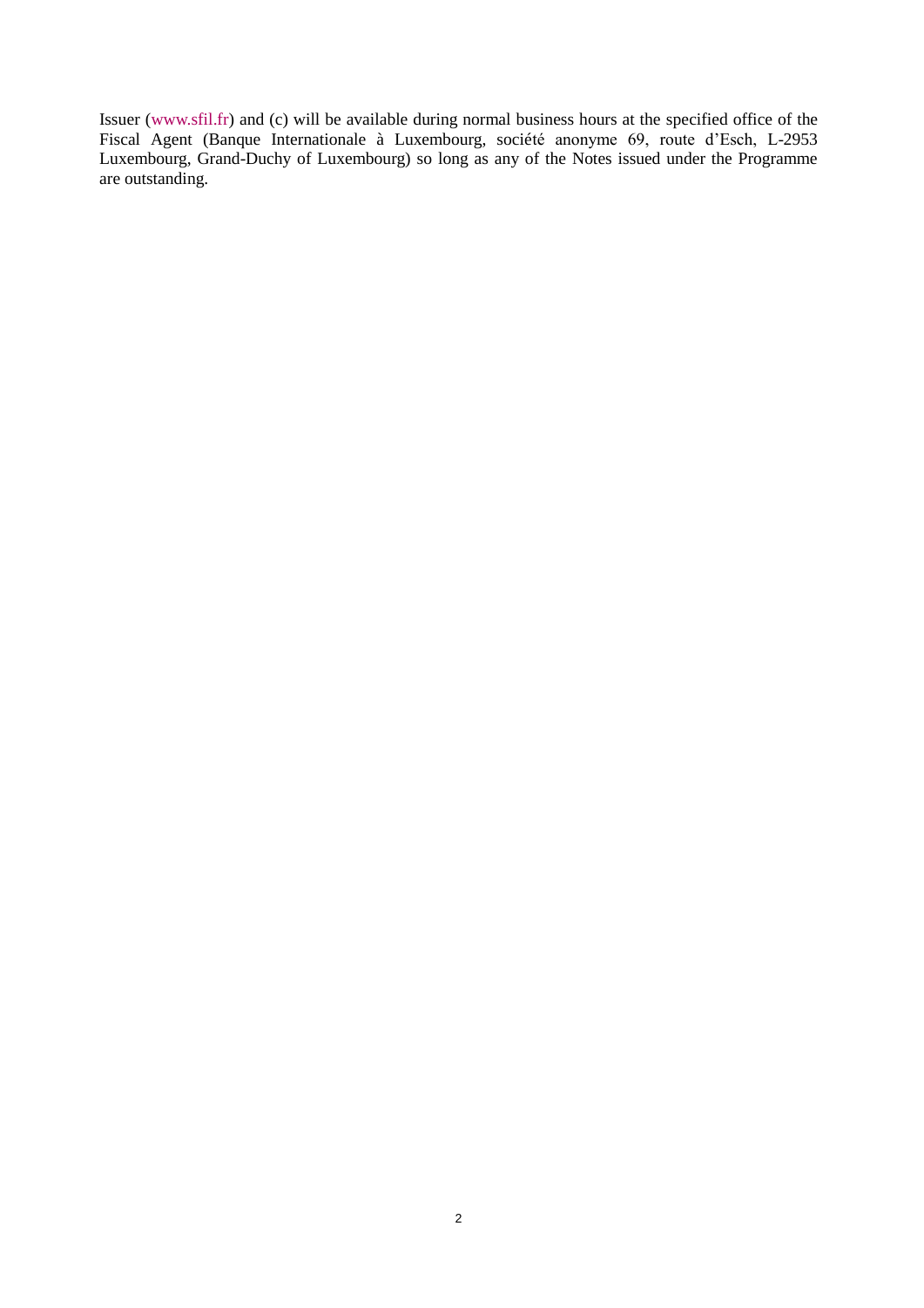Issuer (www.sfil.fr) and (c) will be available during normal business hours at the specified office of the Fiscal Agent (Banque Internationale à Luxembourg, société anonyme 69, route d'Esch, L-2953 Luxembourg, Grand-Duchy of Luxembourg) so long as any of the Notes issued under the Programme are outstanding.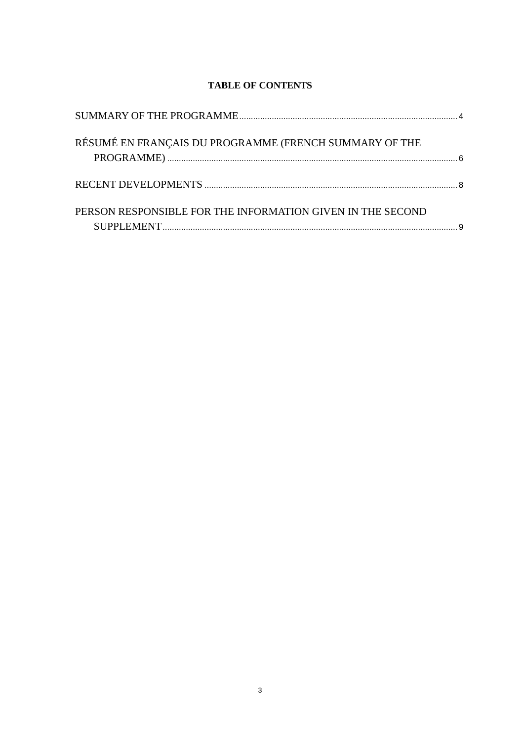**TABLE OF CONTENTS**

SUMMARY OF THE PROGRAMME ..... 4

RÉSUMÉ EN FRANÇAIS DU PROGRAMME (FRENCH SUMMARY OF THE PROGRAMME) ..... 6

RECENT DEVELOPMENTS ..... 8

PERSON RESPONSIBLE FOR THE INFORMATION GIVEN IN THE SECOND SUPPLEMENT ..... 9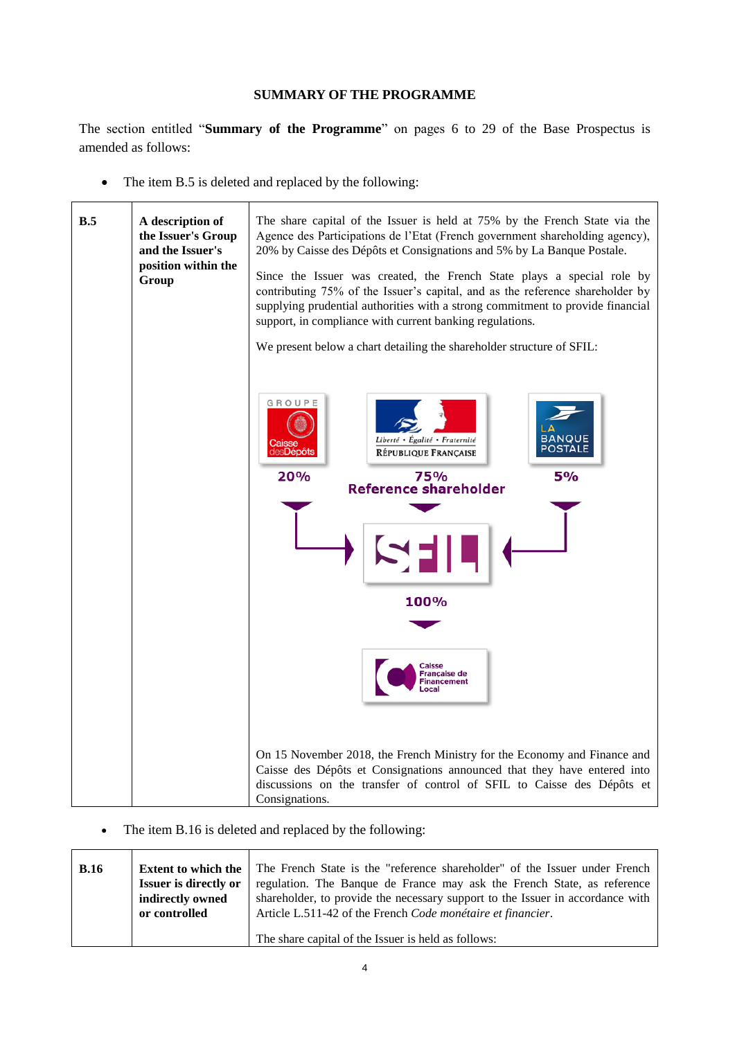## SUMMARY OF THE PROGRAMME

The section entitled "**Summary of the Programme**" on pages 6 to 29 of the Base Prospectus is amended as follows:

- The item B.5 is deleted and replaced by the following:

| **B.5** | **A description of the Issuer's Group and the Issuer's position within the Group** | The share capital of the Issuer is held at 75% by the French State via the Agence des Participations de l'Etat (French government shareholding agency), 20% by Caisse des Dépôts et Consignations and 5% by La Banque Postale.<br><br>Since the Issuer was created, the French State plays a special role by contributing 75% of the Issuer's capital, and as the reference shareholder by supplying prudential authorities with a strong commitment to provide financial support, in compliance with current banking regulations.<br><br>We present below a chart detailing the shareholder structure of SFIL:<br><br>GROUPE Caisse des Dépôts 20% – Liberté • Égalité • Fraternité RÉPUBLIQUE FRANÇAISE 75% Reference shareholder – LA BANQUE POSTALE 5% → SFIL → 100% → Caisse Française de Financement Local<br><br>On 15 November 2018, the French Ministry for the Economy and Finance and Caisse des Dépôts et Consignations announced that they have entered into discussions on the transfer of control of SFIL to Caisse des Dépôts et Consignations. |
|---|---|---|

- The item B.16 is deleted and replaced by the following:

| **B.16** | **Extent to which the Issuer is directly or indirectly owned or controlled** | The French State is the "reference shareholder" of the Issuer under French regulation. The Banque de France may ask the French State, as reference shareholder, to provide the necessary support to the Issuer in accordance with Article L.511-42 of the French *Code monétaire et financier*.<br><br>The share capital of the Issuer is held as follows: |
|---|---|---|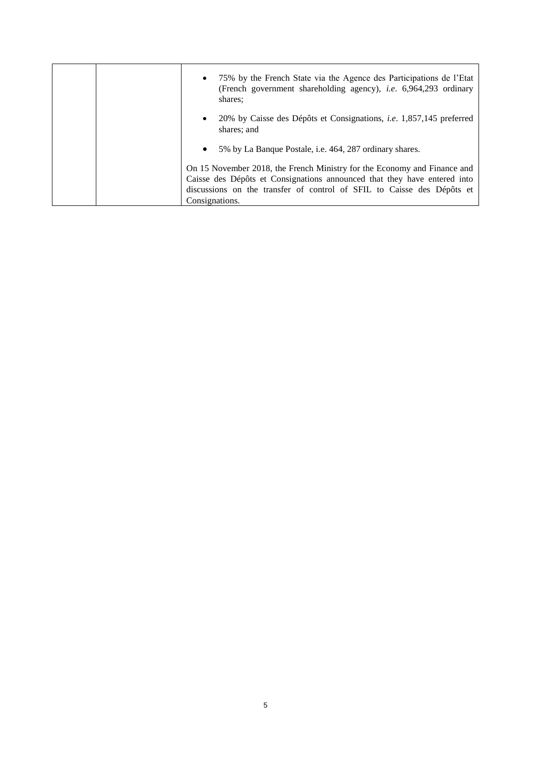| | | |
|---|---|---|
| | | • 75% by the French State via the Agence des Participations de l'Etat (French government shareholding agency), *i.e*. 6,964,293 ordinary shares;<br><br>• 20% by Caisse des Dépôts et Consignations, *i.e*. 1,857,145 preferred shares; and<br><br>• 5% by La Banque Postale, i.e. 464, 287 ordinary shares.<br><br>On 15 November 2018, the French Ministry for the Economy and Finance and Caisse des Dépôts et Consignations announced that they have entered into discussions on the transfer of control of SFIL to Caisse des Dépôts et Consignations. |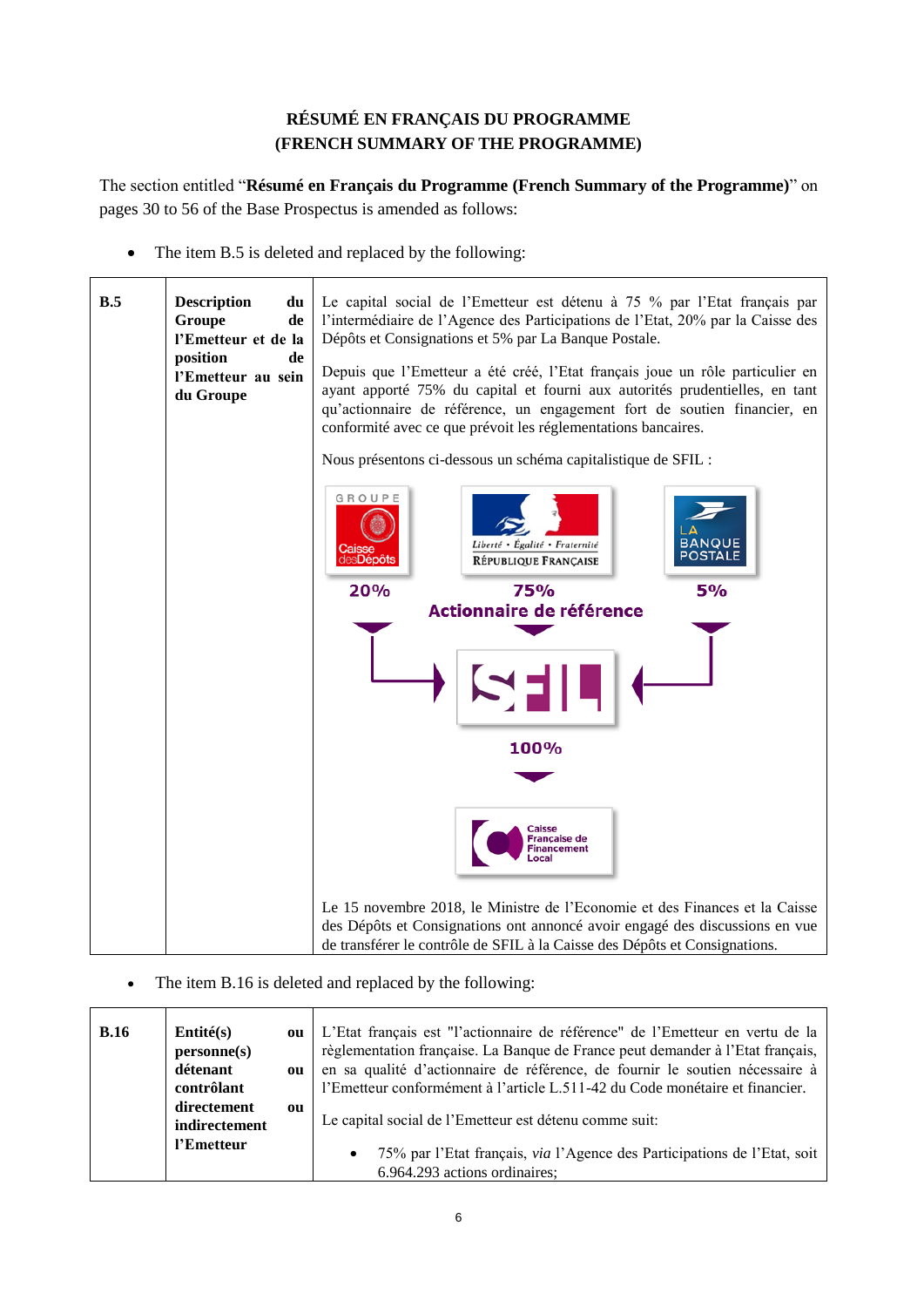# RÉSUMÉ EN FRANÇAIS DU PROGRAMME
# (FRENCH SUMMARY OF THE PROGRAMME)

The section entitled "**Résumé en Français du Programme (French Summary of the Programme)**" on pages 30 to 56 of the Base Prospectus is amended as follows:

- The item B.5 is deleted and replaced by the following:

| | | |
|---|---|---|
| **B.5** | **Description du Groupe de l'Emetteur et de la position de l'Emetteur au sein du Groupe** | Le capital social de l'Emetteur est détenu à 75 % par l'Etat français par l'intermédiaire de l'Agence des Participations de l'Etat, 20% par la Caisse des Dépôts et Consignations et 5% par La Banque Postale.<br><br>Depuis que l'Emetteur a été créé, l'Etat français joue un rôle particulier en ayant apporté 75% du capital et fourni aux autorités prudentielles, en tant qu'actionnaire de référence, un engagement fort de soutien financier, en conformité avec ce que prévoit les réglementations bancaires.<br><br>Nous présentons ci-dessous un schéma capitalistique de SFIL :<br><br>Groupe Caisse des Dépôts 20% — République Française 75% Actionnaire de référence — La Banque Postale 5% → SFIL → 100% → Caisse Française de Financement Local<br><br>Le 15 novembre 2018, le Ministre de l'Economie et des Finances et la Caisse des Dépôts et Consignations ont annoncé avoir engagé des discussions en vue de transférer le contrôle de SFIL à la Caisse des Dépôts et Consignations. |

- The item B.16 is deleted and replaced by the following:

| | | |
|---|---|---|
| **B.16** | **Entité(s) ou personne(s) détenant ou contrôlant directement ou indirectement l'Emetteur** | L'Etat français est "l'actionnaire de référence" de l'Emetteur en vertu de la règlementation française. La Banque de France peut demander à l'Etat français, en sa qualité d'actionnaire de référence, de fournir le soutien nécessaire à l'Emetteur conformément à l'article L.511-42 du Code monétaire et financier.<br><br>Le capital social de l'Emetteur est détenu comme suit:<br><br>• 75% par l'Etat français, *via* l'Agence des Participations de l'Etat, soit 6.964.293 actions ordinaires; |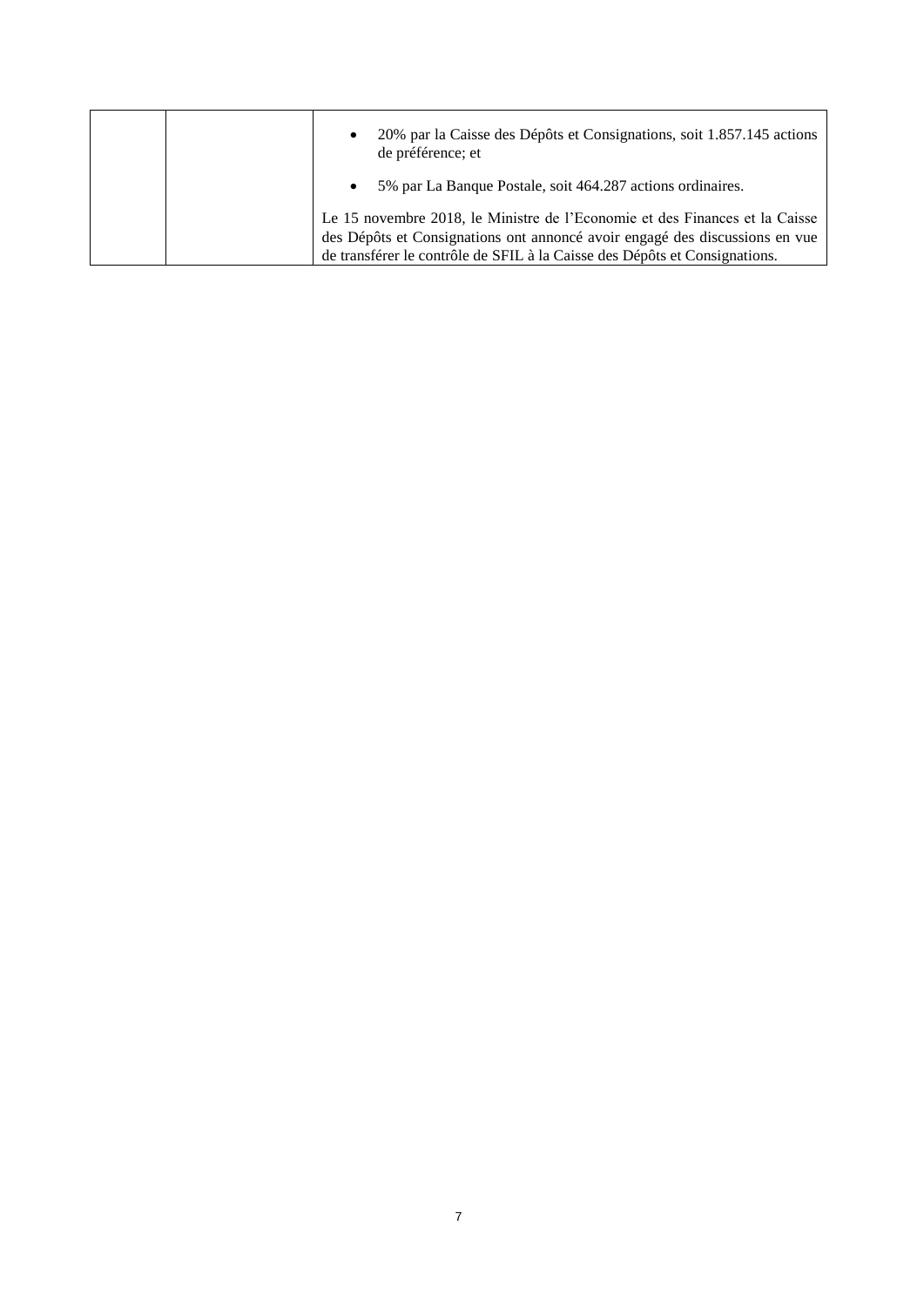| | | • 20% par la Caisse des Dépôts et Consignations, soit 1.857.145 actions de préférence; et<br>• 5% par La Banque Postale, soit 464.287 actions ordinaires.<br>Le 15 novembre 2018, le Ministre de l'Economie et des Finances et la Caisse des Dépôts et Consignations ont annoncé avoir engagé des discussions en vue de transférer le contrôle de SFIL à la Caisse des Dépôts et Consignations. |
|---|---|---|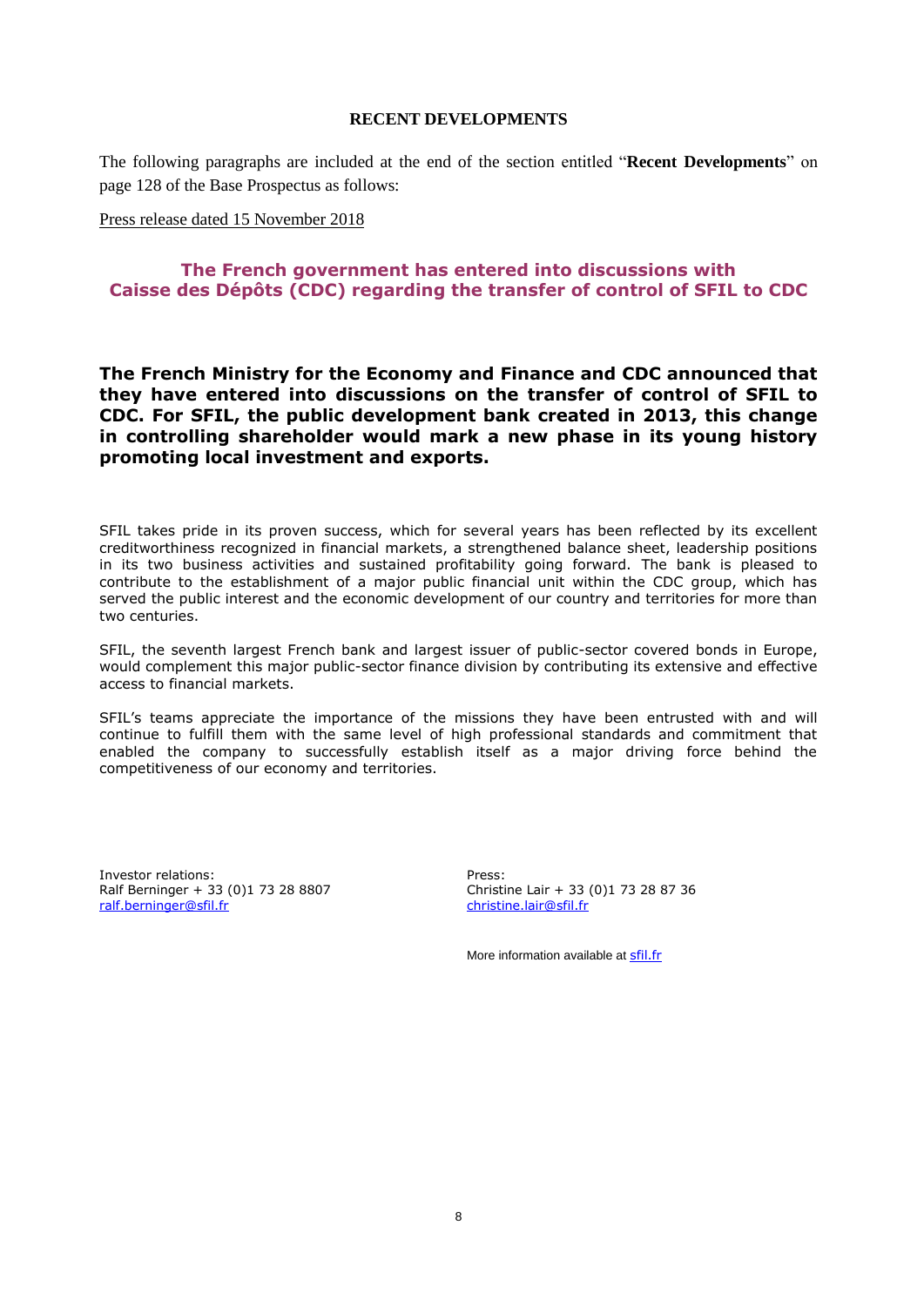## RECENT DEVELOPMENTS

The following paragraphs are included at the end of the section entitled "**Recent Developments**" on page 128 of the Base Prospectus as follows:

Press release dated 15 November 2018

### The French government has entered into discussions with Caisse des Dépôts (CDC) regarding the transfer of control of SFIL to CDC

**The French Ministry for the Economy and Finance and CDC announced that they have entered into discussions on the transfer of control of SFIL to CDC. For SFIL, the public development bank created in 2013, this change in controlling shareholder would mark a new phase in its young history promoting local investment and exports.**

SFIL takes pride in its proven success, which for several years has been reflected by its excellent creditworthiness recognized in financial markets, a strengthened balance sheet, leadership positions in its two business activities and sustained profitability going forward. The bank is pleased to contribute to the establishment of a major public financial unit within the CDC group, which has served the public interest and the economic development of our country and territories for more than two centuries.

SFIL, the seventh largest French bank and largest issuer of public-sector covered bonds in Europe, would complement this major public-sector finance division by contributing its extensive and effective access to financial markets.

SFIL's teams appreciate the importance of the missions they have been entrusted with and will continue to fulfill them with the same level of high professional standards and commitment that enabled the company to successfully establish itself as a major driving force behind the competitiveness of our economy and territories.

Investor relations:
Ralf Berninger + 33 (0)1 73 28 8807
ralf.berninger@sfil.fr

Press:
Christine Lair + 33 (0)1 73 28 87 36
christine.lair@sfil.fr

More information available at sfil.fr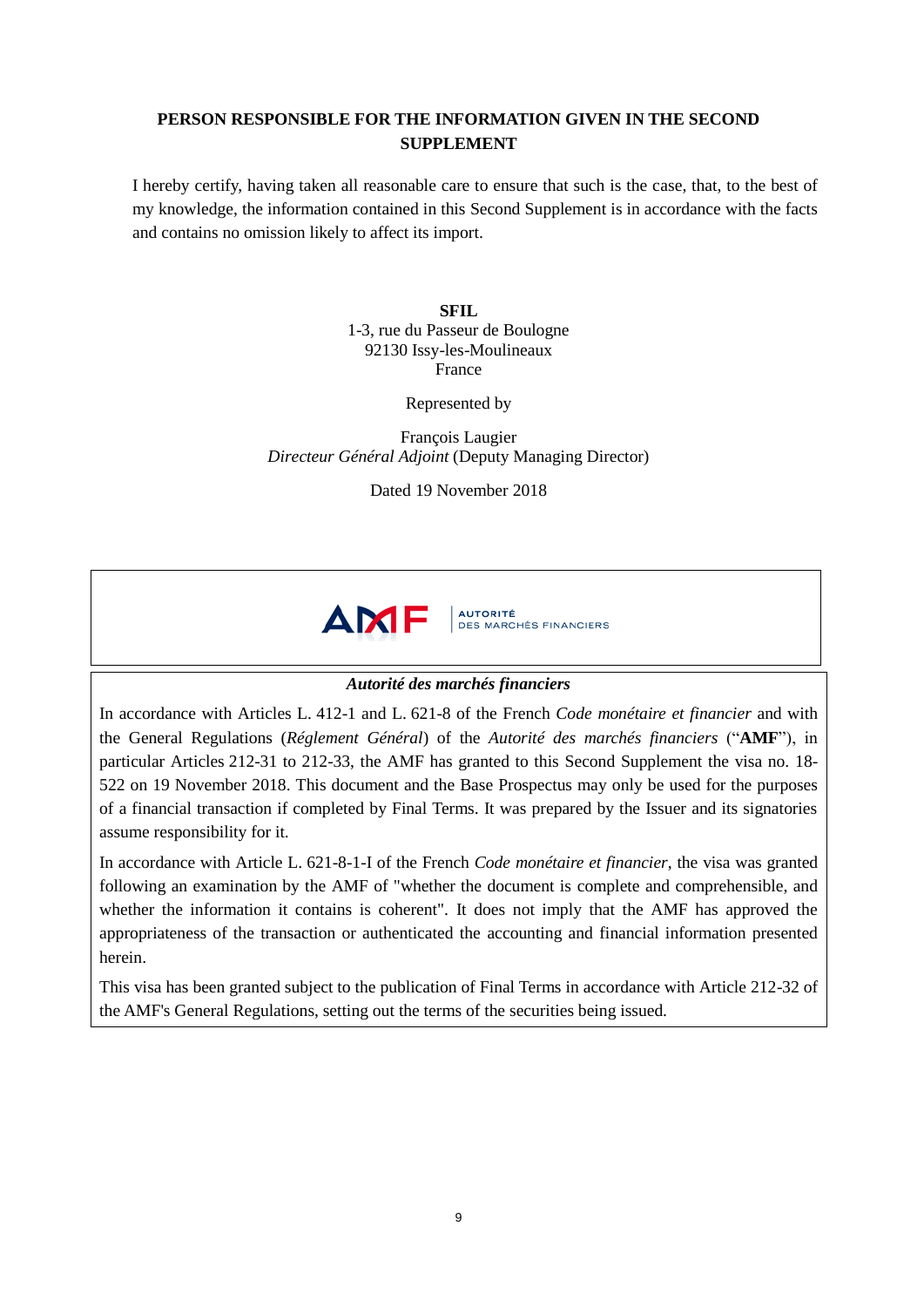## PERSON RESPONSIBLE FOR THE INFORMATION GIVEN IN THE SECOND SUPPLEMENT

I hereby certify, having taken all reasonable care to ensure that such is the case, that, to the best of my knowledge, the information contained in this Second Supplement is in accordance with the facts and contains no omission likely to affect its import.

**SFIL**
1-3, rue du Passeur de Boulogne
92130 Issy-les-Moulineaux
France

Represented by

François Laugier
*Directeur Général Adjoint* (Deputy Managing Director)

Dated 19 November 2018

AMF AUTORITÉ DES MARCHÉS FINANCIERS

***Autorité des marchés financiers***

In accordance with Articles L. 412-1 and L. 621-8 of the French *Code monétaire et financier* and with the General Regulations (*Réglement Général*) of the *Autorité des marchés financiers* ("**AMF**"), in particular Articles 212-31 to 212-33, the AMF has granted to this Second Supplement the visa no. 18-522 on 19 November 2018. This document and the Base Prospectus may only be used for the purposes of a financial transaction if completed by Final Terms. It was prepared by the Issuer and its signatories assume responsibility for it.

In accordance with Article L. 621-8-1-I of the French *Code monétaire et financier*, the visa was granted following an examination by the AMF of "whether the document is complete and comprehensible, and whether the information it contains is coherent". It does not imply that the AMF has approved the appropriateness of the transaction or authenticated the accounting and financial information presented herein.

This visa has been granted subject to the publication of Final Terms in accordance with Article 212-32 of the AMF's General Regulations, setting out the terms of the securities being issued.